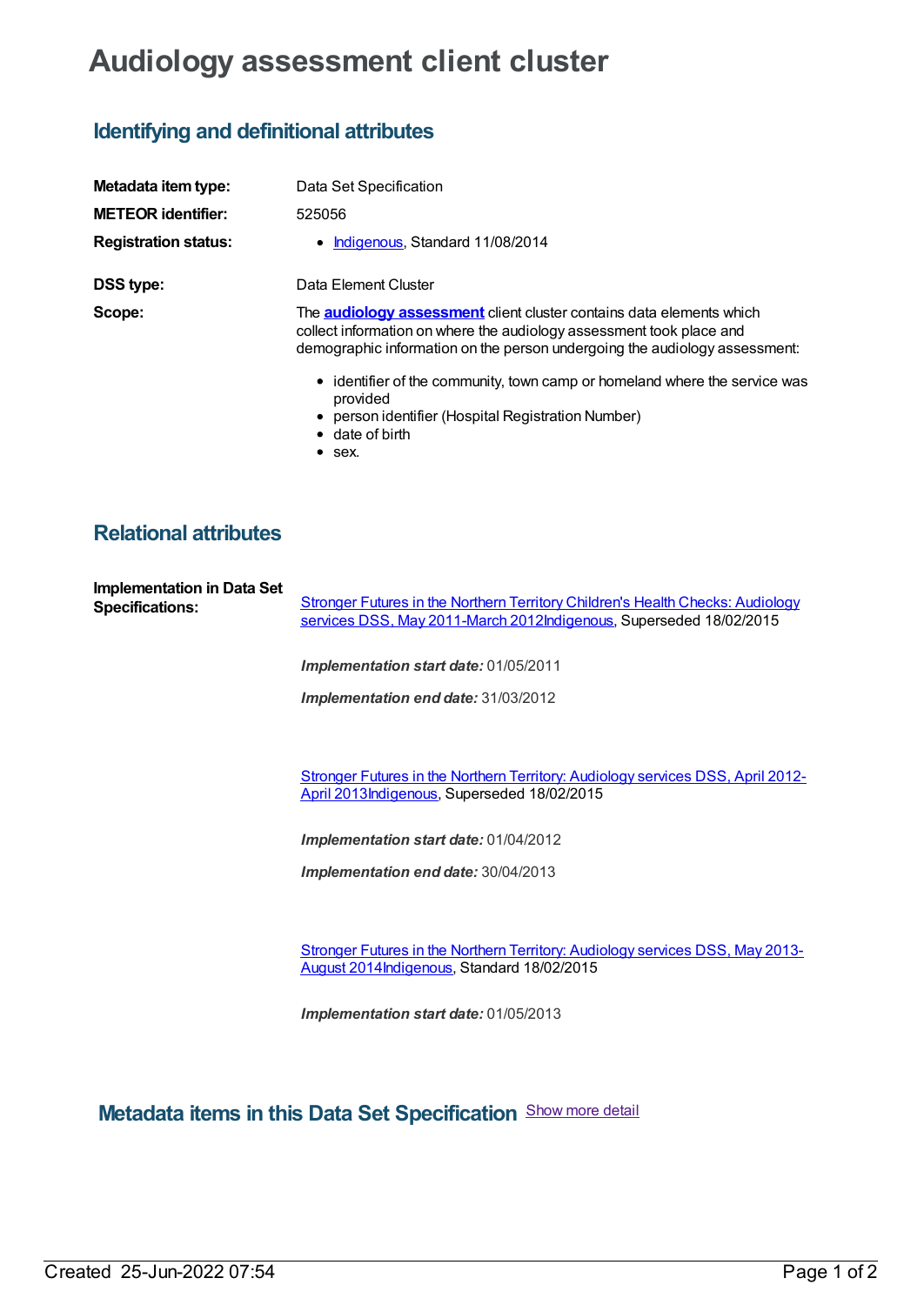# Audiology assessment client cluster

## Identifying and definitional attributes

**Metadata item type:** Data Set Specification

**METEOR identifier:** 525056

**Registration status:**

- Indigenous, Standard 11/08/2014

**DSS type:** Data Element Cluster

**Scope:** The **audiology assessment** client cluster contains data elements which collect information on where the audiology assessment took place and demographic information on the person undergoing the audiology assessment:

- identifier of the community, town camp or homeland where the service was provided
- person identifier (Hospital Registration Number)
- date of birth
- sex.

## Relational attributes

**Implementation in Data Set Specifications:**

Stronger Futures in the Northern Territory Children's Health Checks: Audiology services DSS, May 2011-March 2012Indigenous, Superseded 18/02/2015

***Implementation start date:*** 01/05/2011

***Implementation end date:*** 31/03/2012

Stronger Futures in the Northern Territory: Audiology services DSS, April 2012-April 2013Indigenous, Superseded 18/02/2015

***Implementation start date:*** 01/04/2012

***Implementation end date:*** 30/04/2013

Stronger Futures in the Northern Territory: Audiology services DSS, May 2013-August 2014Indigenous, Standard 18/02/2015

***Implementation start date:*** 01/05/2013

## Metadata items in this Data Set Specification

Show more detail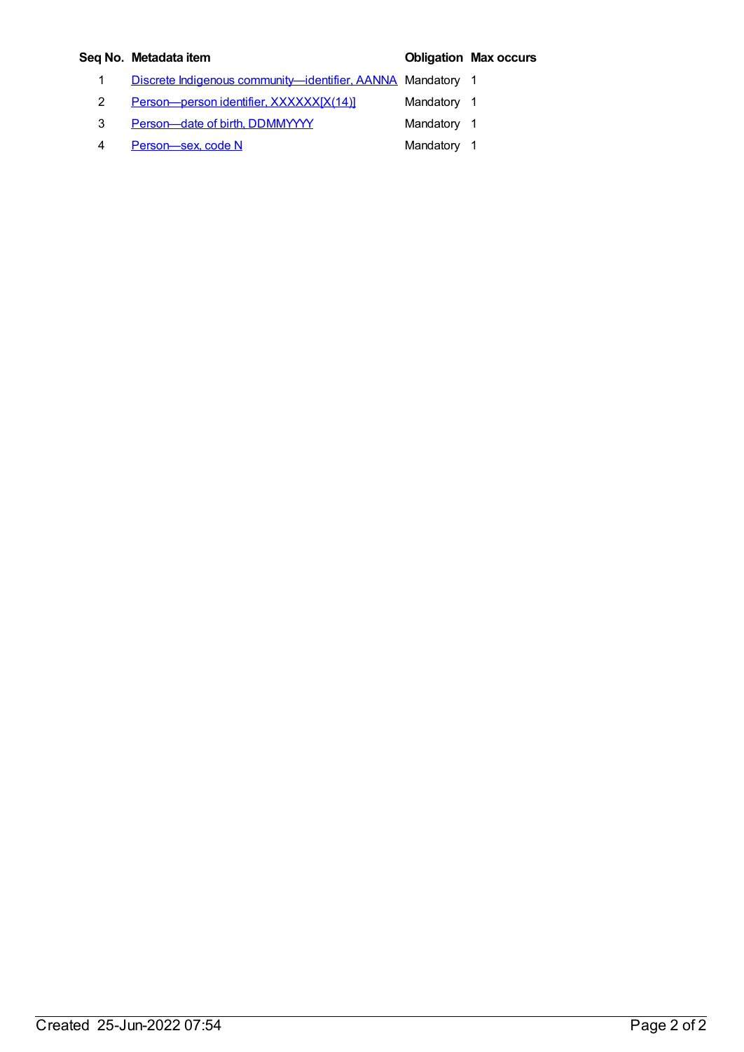| Seq No. | Metadata item | Obligation | Max occurs |
|---|---|---|---|
| 1 | Discrete Indigenous community—identifier, AANNA | Mandatory | 1 |
| 2 | Person—person identifier, XXXXXX[X(14)] | Mandatory | 1 |
| 3 | Person—date of birth, DDMMYYYY | Mandatory | 1 |
| 4 | Person—sex, code N | Mandatory | 1 |